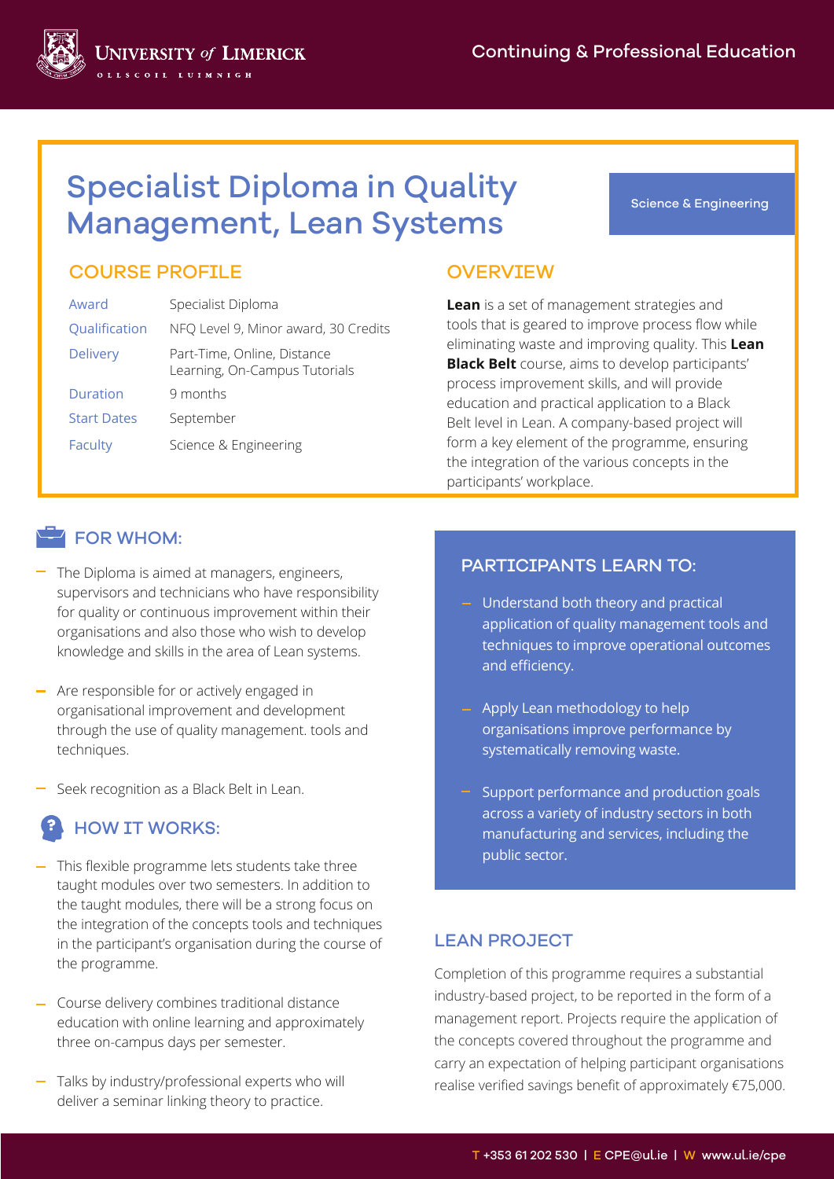# Specialist Diploma in Quality Management, Lean Systems

Science & Engineering

## COURSE PROFILE

| | |
|---|---|
| Award | Specialist Diploma |
| Qualification | NFQ Level 9, Minor award, 30 Credits |
| Delivery | Part-Time, Online, Distance Learning, On-Campus Tutorials |
| Duration | 9 months |
| Start Dates | September |
| Faculty | Science & Engineering |

## OVERVIEW

**Lean** is a set of management strategies and tools that is geared to improve process flow while eliminating waste and improving quality. This **Lean Black Belt** course, aims to develop participants' process improvement skills, and will provide education and practical application to a Black Belt level in Lean. A company-based project will form a key element of the programme, ensuring the integration of the various concepts in the participants' workplace.

## FOR WHOM:

- The Diploma is aimed at managers, engineers, supervisors and technicians who have responsibility for quality or continuous improvement within their organisations and also those who wish to develop knowledge and skills in the area of Lean systems.
- Are responsible for or actively engaged in organisational improvement and development through the use of quality management. tools and techniques.
- Seek recognition as a Black Belt in Lean.

## HOW IT WORKS:

- This flexible programme lets students take three taught modules over two semesters. In addition to the taught modules, there will be a strong focus on the integration of the concepts tools and techniques in the participant's organisation during the course of the programme.
- Course delivery combines traditional distance education with online learning and approximately three on-campus days per semester.
- Talks by industry/professional experts who will deliver a seminar linking theory to practice.

## PARTICIPANTS LEARN TO:

- Understand both theory and practical application of quality management tools and techniques to improve operational outcomes and efficiency.
- Apply Lean methodology to help organisations improve performance by systematically removing waste.
- Support performance and production goals across a variety of industry sectors in both manufacturing and services, including the public sector.

## LEAN PROJECT

Completion of this programme requires a substantial industry-based project, to be reported in the form of a management report. Projects require the application of the concepts covered throughout the programme and carry an expectation of helping participant organisations realise verified savings benefit of approximately €75,000.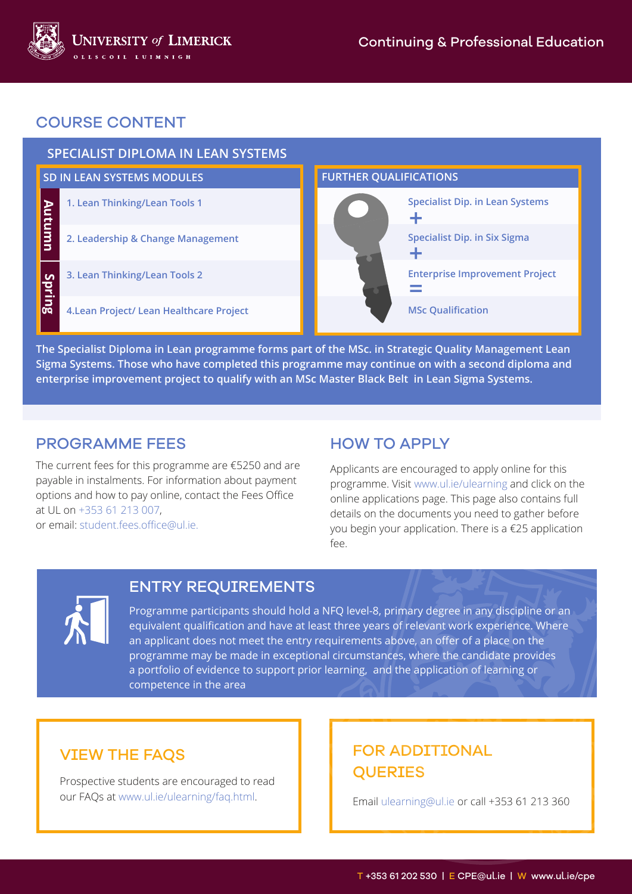## COURSE CONTENT

### SPECIALIST DIPLOMA IN LEAN SYSTEMS

| SD IN LEAN SYSTEMS MODULES | |
|---|---|
| Autumn | 1. Lean Thinking/Lean Tools 1 |
| | 2. Leadership & Change Management |
| Spring | 3. Lean Thinking/Lean Tools 2 |
| | 4.Lean Project/ Lean Healthcare Project |

**FURTHER QUALIFICATIONS**

Specialist Dip. in Lean Systems
+
Specialist Dip. in Six Sigma
+
Enterprise Improvement Project
=
MSc Qualification

**The Specialist Diploma in Lean programme forms part of the MSc. in Strategic Quality Management Lean Sigma Systems. Those who have completed this programme may continue on with a second diploma and enterprise improvement project to qualify with an MSc Master Black Belt in Lean Sigma Systems.**

## PROGRAMME FEES

The current fees for this programme are €5250 and are payable in instalments. For information about payment options and how to pay online, contact the Fees Office at UL on +353 61 213 007,
or email: student.fees.office@ul.ie.

## HOW TO APPLY

Applicants are encouraged to apply online for this programme. Visit www.ul.ie/ulearning and click on the online applications page. This page also contains full details on the documents you need to gather before you begin your application. There is a €25 application fee.

## ENTRY REQUIREMENTS

Programme participants should hold a NFQ level-8, primary degree in any discipline or an equivalent qualification and have at least three years of relevant work experience. Where an applicant does not meet the entry requirements above, an offer of a place on the programme may be made in exceptional circumstances, where the candidate provides a portfolio of evidence to support prior learning, and the application of learning or competence in the area

## VIEW THE FAQS

Prospective students are encouraged to read our FAQs at www.ul.ie/ulearning/faq.html.

## FOR ADDITIONAL QUERIES

Email ulearning@ul.ie or call +353 61 213 360